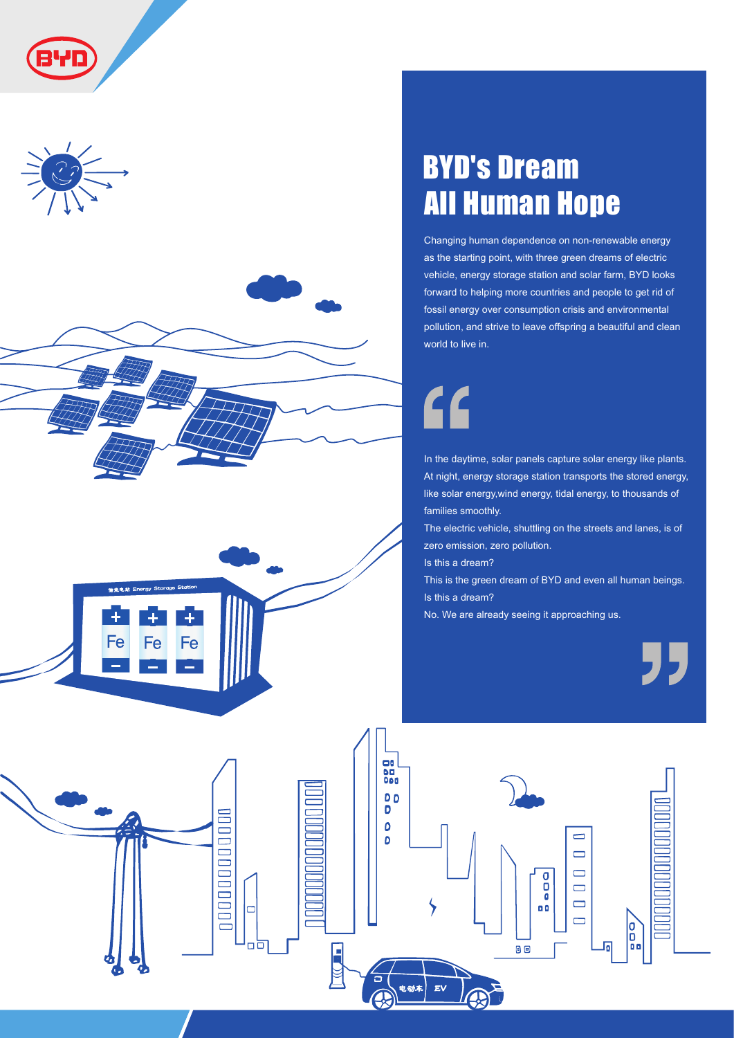# BYD's Dream
# All Human Hope

Changing human dependence on non-renewable energy as the starting point, with three green dreams of electric vehicle, energy storage station and solar farm, BYD looks forward to helping more countries and people to get rid of fossil energy over consumption crisis and environmental pollution, and strive to leave offspring a beautiful and clean world to live in.

> In the daytime, solar panels capture solar energy like plants. At night, energy storage station transports the stored energy, like solar energy,wind energy, tidal energy, to thousands of families smoothly.
>
> The electric vehicle, shuttling on the streets and lanes, is of zero emission, zero pollution.
>
> Is this a dream?
>
> This is the green dream of BYD and even all human beings.
>
> Is this a dream?
>
> No. We are already seeing it approaching us.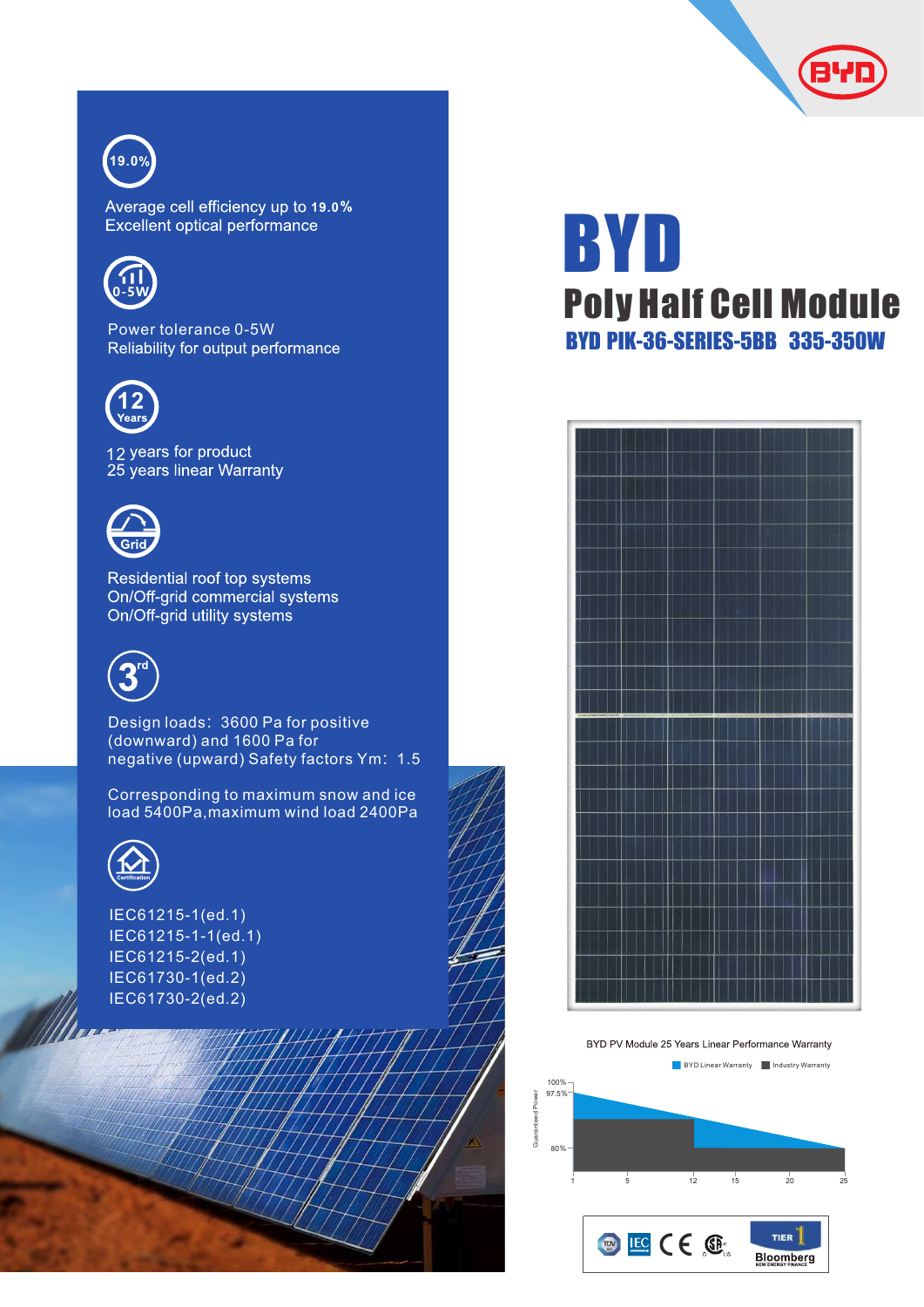# BYD

## Poly Half Cell Module

### BYD PIK-36-SERIES-5BB 335-350W

19.0%

Average cell efficiency up to **19.0%**
Excellent optical performance

0-5W

Power tolerance 0-5W
Reliability for output performance

12 Years

12 years for product
25 years linear Warranty

Grid

Residential roof top systems
On/Off-grid commercial systems
On/Off-grid utility systems

3rd

Design loads：3600 Pa for positive (downward) and 1600 Pa for negative (upward) Safety factors Ym：1.5

Corresponding to maximum snow and ice load 5400Pa,maximum wind load 2400Pa

Certification

IEC61215-1(ed.1)
IEC61215-1-1(ed.1)
IEC61215-2(ed.1)
IEC61730-1(ed.2)
IEC61730-2(ed.2)

BYD PV Module 25 Years Linear Performance Warranty

BYD Linear Warranty | Industry Warranty

Guaranteed Power: 100%, 97.5%, 80%

Years: 1, 5, 12, 15, 20, 25

TIER 1 Bloomberg NEW ENERGY FINANCE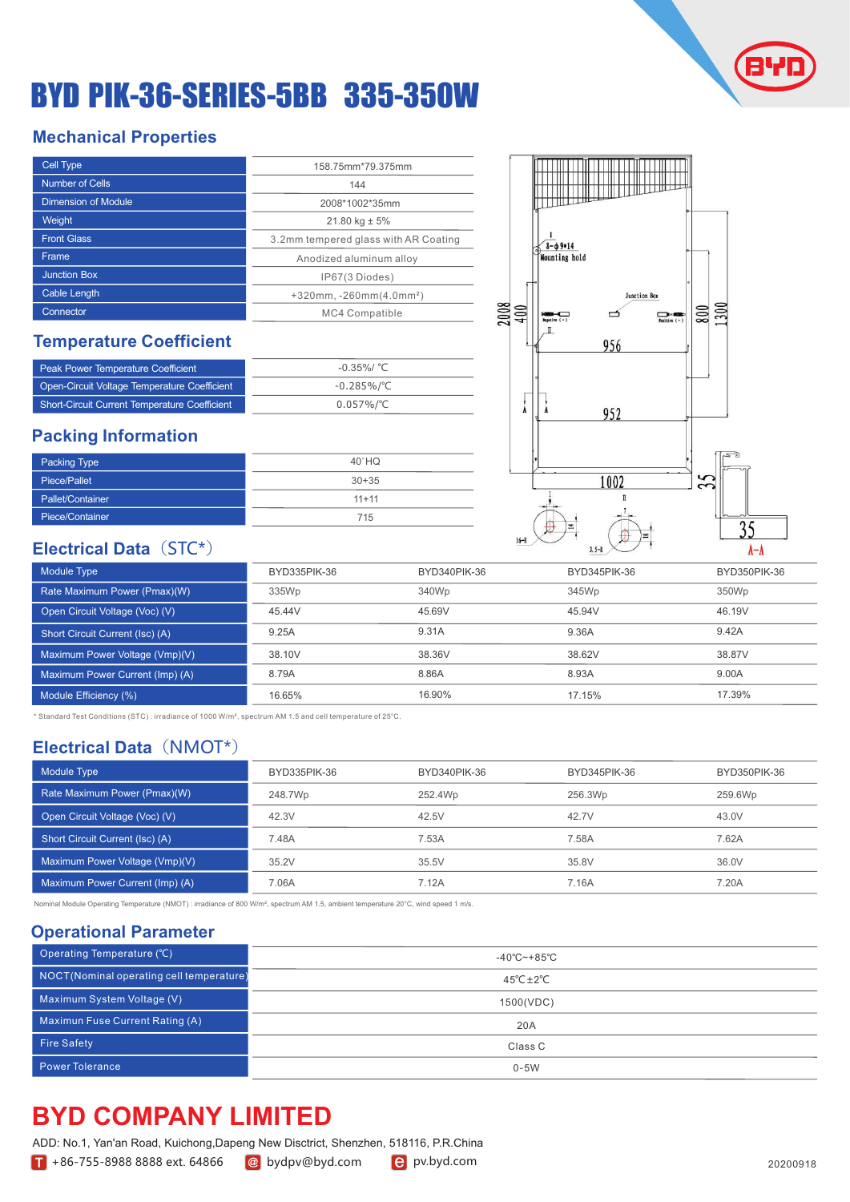# BYD PIK-36-SERIES-5BB 335-350W

## Mechanical Properties

| | |
|---|---|
| Cell Type | 158.75mm*79.375mm |
| Number of Cells | 144 |
| Dimension of Module | 2008*1002*35mm |
| Weight | 21.80 kg ± 5% |
| Front Glass | 3.2mm tempered glass with AR Coating |
| Frame | Anodized aluminum alloy |
| Junction Box | IP67(3 Diodes) |
| Cable Length | +320mm, -260mm(4.0mm²) |
| Connector | MC4 Compatible |

2008
400
8-Φ9*14
Mounting hold
Junction Box
Negative (-)
Positive (+)
956
952
800
1300
1002
35
35
A-A
I
II
A
16-R
3.5-R

## Temperature Coefficient

| | |
|---|---|
| Peak Power Temperature Coefficient | -0.35%/ ℃ |
| Open-Circuit Voltage Temperature Coefficient | -0.285%/℃ |
| Short-Circuit Current Temperature Coefficient | 0.057%/℃ |

## Packing Information

| | |
|---|---|
| Packing Type | 40`HQ |
| Piece/Pallet | 30+35 |
| Pallet/Container | 11+11 |
| Piece/Container | 715 |

## Electrical Data（STC*）

| Module Type | BYD335PIK-36 | BYD340PIK-36 | BYD345PIK-36 | BYD350PIK-36 |
|---|---|---|---|---|
| Rate Maximum Power (Pmax)(W) | 335Wp | 340Wp | 345Wp | 350Wp |
| Open Circuit Voltage (Voc) (V) | 45.44V | 45.69V | 45.94V | 46.19V |
| Short Circuit Current (Isc) (A) | 9.25A | 9.31A | 9.36A | 9.42A |
| Maximum Power Voltage (Vmp)(V) | 38.10V | 38.36V | 38.62V | 38.87V |
| Maximum Power Current (Imp) (A) | 8.79A | 8.86A | 8.93A | 9.00A |
| Module Efficiency (%) | 16.65% | 16.90% | 17.15% | 17.39% |

* Standard Test Conditions (STC) : irradiance of 1000 W/m², spectrum AM 1.5 and cell temperature of 25°C.

## Electrical Data（NMOT*）

| Module Type | BYD335PIK-36 | BYD340PIK-36 | BYD345PIK-36 | BYD350PIK-36 |
|---|---|---|---|---|
| Rate Maximum Power (Pmax)(W) | 248.7Wp | 252.4Wp | 256.3Wp | 259.6Wp |
| Open Circuit Voltage (Voc) (V) | 42.3V | 42.5V | 42.7V | 43.0V |
| Short Circuit Current (Isc) (A) | 7.48A | 7.53A | 7.58A | 7.62A |
| Maximum Power Voltage (Vmp)(V) | 35.2V | 35.5V | 35.8V | 36.0V |
| Maximum Power Current (Imp) (A) | 7.06A | 7.12A | 7.16A | 7.20A |

Nominal Module Operating Temperature (NMOT) : irradiance of 800 W/m², spectrum AM 1.5, ambient temperature 20°C, wind speed 1 m/s.

## Operational Parameter

| | |
|---|---|
| Operating Temperature (℃) | -40℃~+85℃ |
| NOCT(Nominal operating cell temperature) | 45℃±2℃ |
| Maximum System Voltage (V) | 1500(VDC) |
| Maximun Fuse Current Rating (A) | 20A |
| Fire Safety | Class C |
| Power Tolerance | 0-5W |

# BYD COMPANY LIMITED

ADD: No.1, Yan'an Road, Kuichong,Dapeng New Disctrict, Shenzhen, 518116, P.R.China

+86-755-8988 8888 ext. 64866 bydpv@byd.com pv.byd.com

20200918